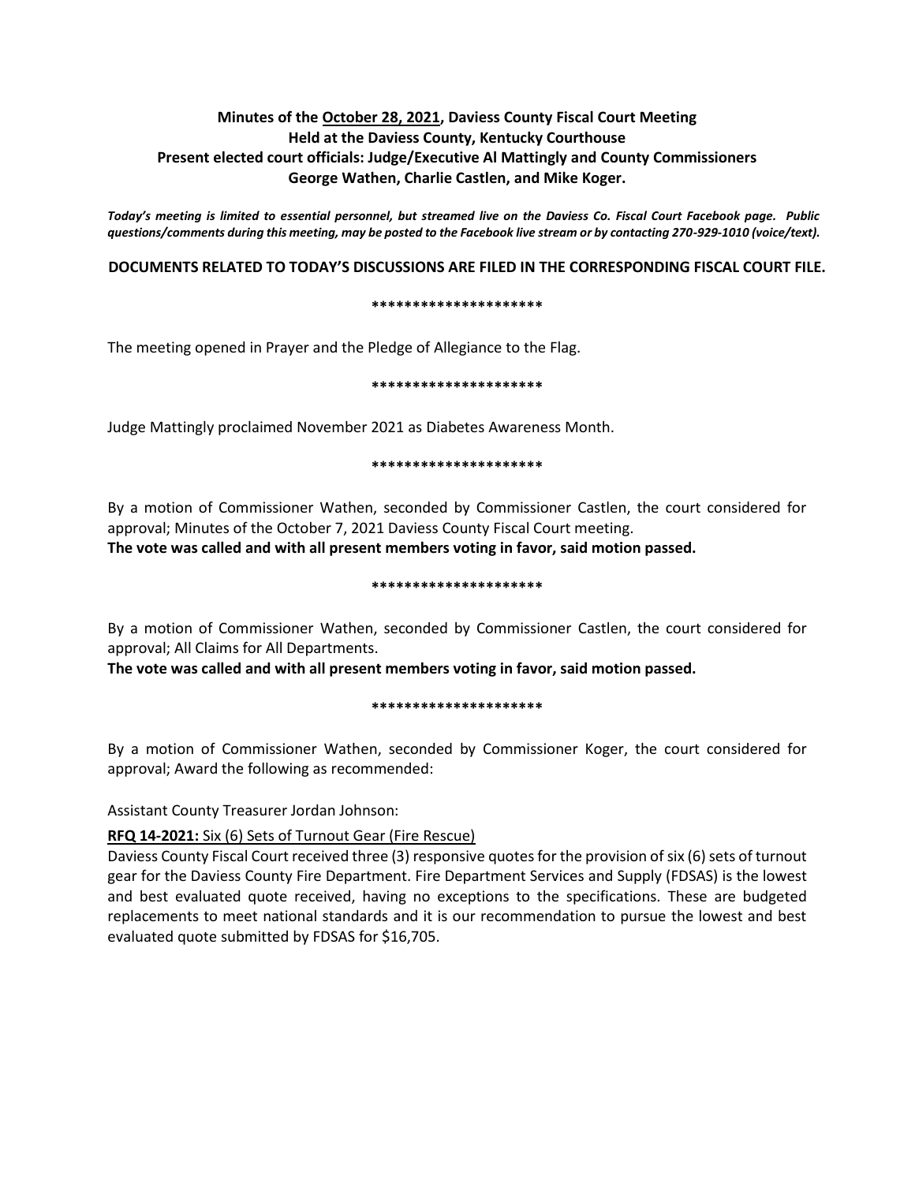**Minutes of the <u>October 28, 2021</u>, Daviess County Fiscal Court Meeting**
**Held at the Daviess County, Kentucky Courthouse**
**Present elected court officials: Judge/Executive Al Mattingly and County Commissioners George Wathen, Charlie Castlen, and Mike Koger.**

***Today's meeting is limited to essential personnel, but streamed live on the Daviess Co. Fiscal Court Facebook page. Public questions/comments during this meeting, may be posted to the Facebook live stream or by contacting 270-929-1010 (voice/text).***

**DOCUMENTS RELATED TO TODAY'S DISCUSSIONS ARE FILED IN THE CORRESPONDING FISCAL COURT FILE.**

**********************

The meeting opened in Prayer and the Pledge of Allegiance to the Flag.

**********************

Judge Mattingly proclaimed November 2021 as Diabetes Awareness Month.

**********************

By a motion of Commissioner Wathen, seconded by Commissioner Castlen, the court considered for approval; Minutes of the October 7, 2021 Daviess County Fiscal Court meeting.
**The vote was called and with all present members voting in favor, said motion passed.**

**********************

By a motion of Commissioner Wathen, seconded by Commissioner Castlen, the court considered for approval; All Claims for All Departments.
**The vote was called and with all present members voting in favor, said motion passed.**

**********************

By a motion of Commissioner Wathen, seconded by Commissioner Koger, the court considered for approval; Award the following as recommended:

Assistant County Treasurer Jordan Johnson:

**<u>RFQ 14-2021:</u>** <u>Six (6) Sets of Turnout Gear (Fire Rescue)</u>
Daviess County Fiscal Court received three (3) responsive quotes for the provision of six (6) sets of turnout gear for the Daviess County Fire Department. Fire Department Services and Supply (FDSAS) is the lowest and best evaluated quote received, having no exceptions to the specifications. These are budgeted replacements to meet national standards and it is our recommendation to pursue the lowest and best evaluated quote submitted by FDSAS for $16,705.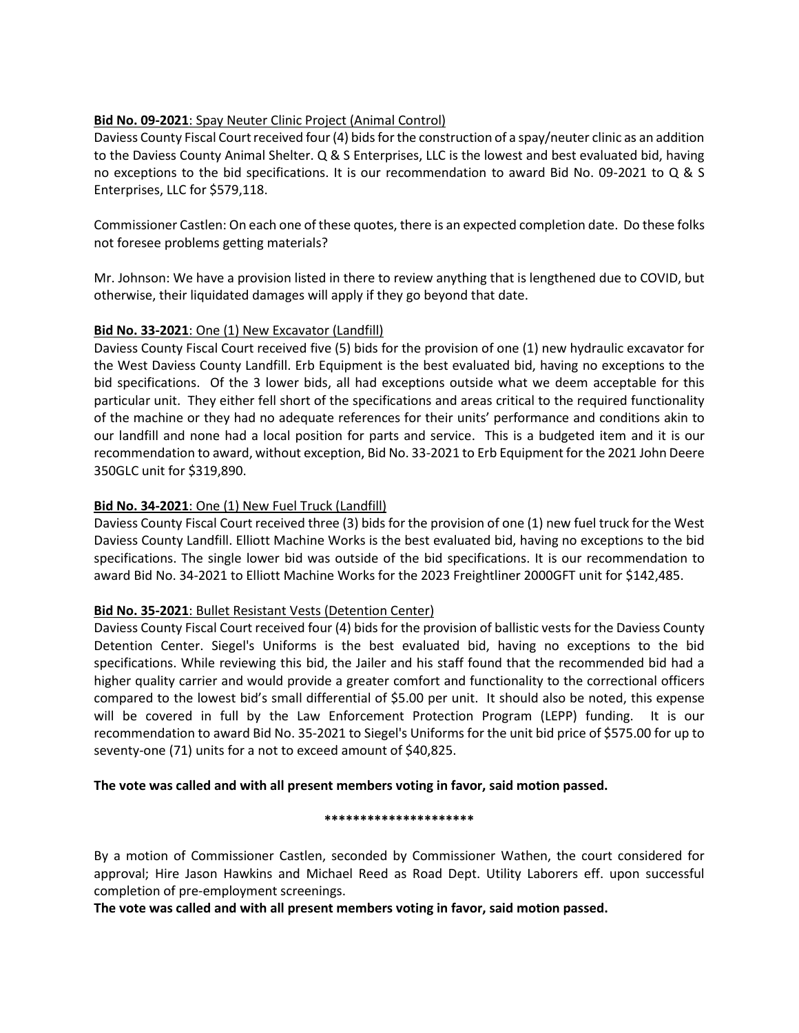**Bid No. 09-2021**: Spay Neuter Clinic Project (Animal Control)

Daviess County Fiscal Court received four (4) bids for the construction of a spay/neuter clinic as an addition to the Daviess County Animal Shelter. Q & S Enterprises, LLC is the lowest and best evaluated bid, having no exceptions to the bid specifications. It is our recommendation to award Bid No. 09-2021 to Q & S Enterprises, LLC for $579,118.

Commissioner Castlen: On each one of these quotes, there is an expected completion date. Do these folks not foresee problems getting materials?

Mr. Johnson: We have a provision listed in there to review anything that is lengthened due to COVID, but otherwise, their liquidated damages will apply if they go beyond that date.

**Bid No. 33-2021**: One (1) New Excavator (Landfill)

Daviess County Fiscal Court received five (5) bids for the provision of one (1) new hydraulic excavator for the West Daviess County Landfill. Erb Equipment is the best evaluated bid, having no exceptions to the bid specifications. Of the 3 lower bids, all had exceptions outside what we deem acceptable for this particular unit. They either fell short of the specifications and areas critical to the required functionality of the machine or they had no adequate references for their units' performance and conditions akin to our landfill and none had a local position for parts and service. This is a budgeted item and it is our recommendation to award, without exception, Bid No. 33-2021 to Erb Equipment for the 2021 John Deere 350GLC unit for $319,890.

**Bid No. 34-2021**: One (1) New Fuel Truck (Landfill)

Daviess County Fiscal Court received three (3) bids for the provision of one (1) new fuel truck for the West Daviess County Landfill. Elliott Machine Works is the best evaluated bid, having no exceptions to the bid specifications. The single lower bid was outside of the bid specifications. It is our recommendation to award Bid No. 34-2021 to Elliott Machine Works for the 2023 Freightliner 2000GFT unit for $142,485.

**Bid No. 35-2021**: Bullet Resistant Vests (Detention Center)

Daviess County Fiscal Court received four (4) bids for the provision of ballistic vests for the Daviess County Detention Center. Siegel's Uniforms is the best evaluated bid, having no exceptions to the bid specifications. While reviewing this bid, the Jailer and his staff found that the recommended bid had a higher quality carrier and would provide a greater comfort and functionality to the correctional officers compared to the lowest bid's small differential of $5.00 per unit. It should also be noted, this expense will be covered in full by the Law Enforcement Protection Program (LEPP) funding. It is our recommendation to award Bid No. 35-2021 to Siegel's Uniforms for the unit bid price of $575.00 for up to seventy-one (71) units for a not to exceed amount of $40,825.

**The vote was called and with all present members voting in favor, said motion passed.**

*********************

By a motion of Commissioner Castlen, seconded by Commissioner Wathen, the court considered for approval; Hire Jason Hawkins and Michael Reed as Road Dept. Utility Laborers eff. upon successful completion of pre-employment screenings.

**The vote was called and with all present members voting in favor, said motion passed.**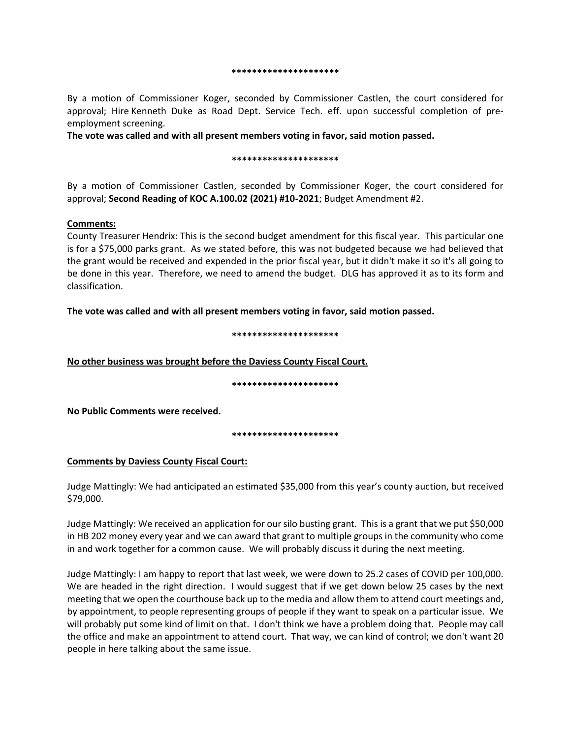*********************

By a motion of Commissioner Koger, seconded by Commissioner Castlen, the court considered for approval; Hire Kenneth Duke as Road Dept. Service Tech. eff. upon successful completion of pre-employment screening.

**The vote was called and with all present members voting in favor, said motion passed.**

*********************

By a motion of Commissioner Castlen, seconded by Commissioner Koger, the court considered for approval; **Second Reading of KOC A.100.02 (2021) #10-2021**; Budget Amendment #2.

**Comments:**

County Treasurer Hendrix: This is the second budget amendment for this fiscal year. This particular one is for a $75,000 parks grant. As we stated before, this was not budgeted because we had believed that the grant would be received and expended in the prior fiscal year, but it didn't make it so it's all going to be done in this year. Therefore, we need to amend the budget. DLG has approved it as to its form and classification.

**The vote was called and with all present members voting in favor, said motion passed.**

*********************

**No other business was brought before the Daviess County Fiscal Court.**

*********************

**No Public Comments were received.**

*********************

**Comments by Daviess County Fiscal Court:**

Judge Mattingly: We had anticipated an estimated $35,000 from this year's county auction, but received $79,000.

Judge Mattingly: We received an application for our silo busting grant. This is a grant that we put $50,000 in HB 202 money every year and we can award that grant to multiple groups in the community who come in and work together for a common cause. We will probably discuss it during the next meeting.

Judge Mattingly: I am happy to report that last week, we were down to 25.2 cases of COVID per 100,000. We are headed in the right direction. I would suggest that if we get down below 25 cases by the next meeting that we open the courthouse back up to the media and allow them to attend court meetings and, by appointment, to people representing groups of people if they want to speak on a particular issue. We will probably put some kind of limit on that. I don't think we have a problem doing that. People may call the office and make an appointment to attend court. That way, we can kind of control; we don't want 20 people in here talking about the same issue.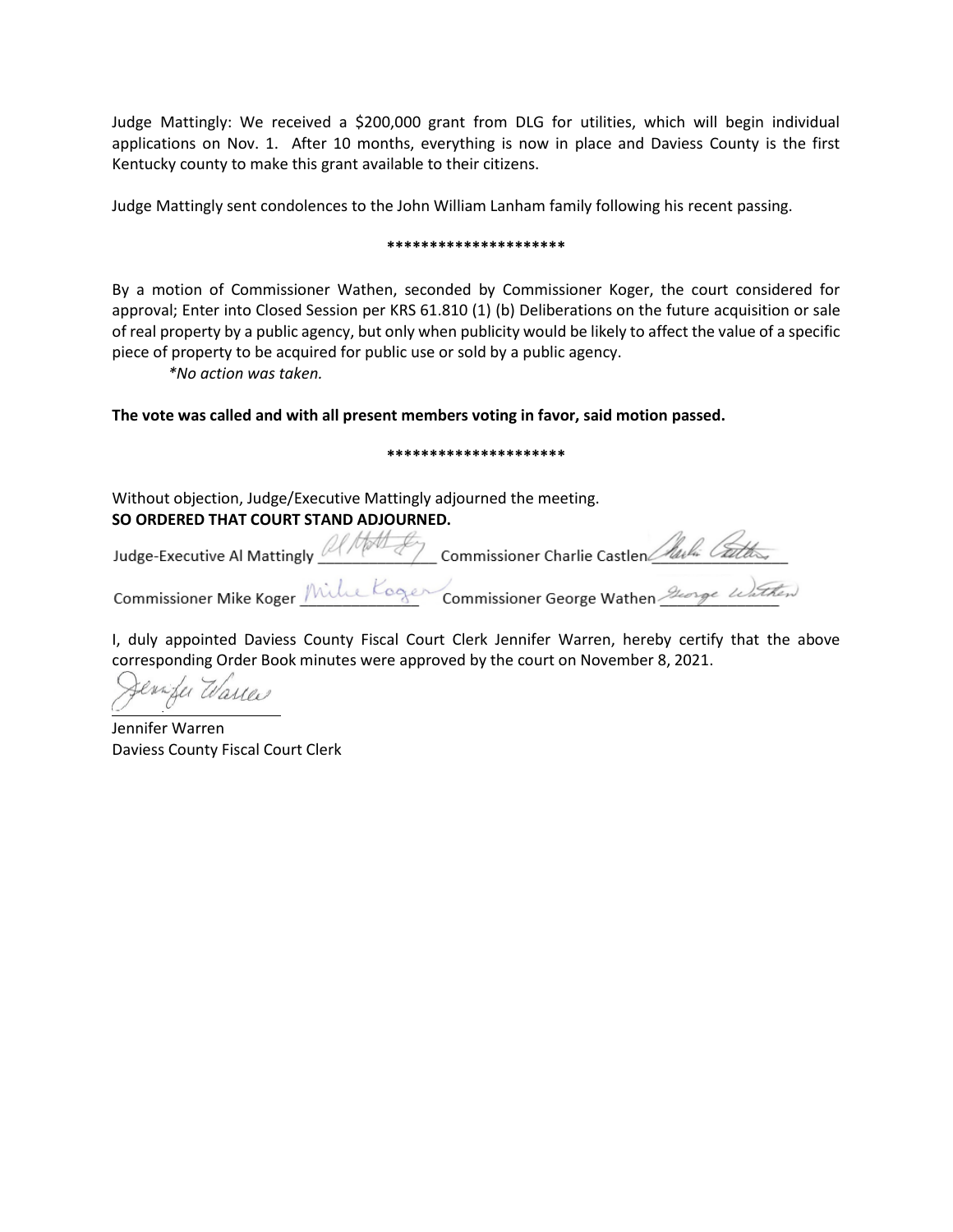Judge Mattingly: We received a $200,000 grant from DLG for utilities, which will begin individual applications on Nov. 1. After 10 months, everything is now in place and Daviess County is the first Kentucky county to make this grant available to their citizens.

Judge Mattingly sent condolences to the John William Lanham family following his recent passing.

*********************

By a motion of Commissioner Wathen, seconded by Commissioner Koger, the court considered for approval; Enter into Closed Session per KRS 61.810 (1) (b) Deliberations on the future acquisition or sale of real property by a public agency, but only when publicity would be likely to affect the value of a specific piece of property to be acquired for public use or sold by a public agency.

*No action was taken.*

**The vote was called and with all present members voting in favor, said motion passed.**

*********************

Without objection, Judge/Executive Mattingly adjourned the meeting.

**SO ORDERED THAT COURT STAND ADJOURNED.**

Judge-Executive Al Mattingly ______________ Commissioner Charlie Castlen ______________

Commissioner Mike Koger ______________ Commissioner George Wathen ______________

I, duly appointed Daviess County Fiscal Court Clerk Jennifer Warren, hereby certify that the above corresponding Order Book minutes were approved by the court on November 8, 2021.

______________

Jennifer Warren
Daviess County Fiscal Court Clerk